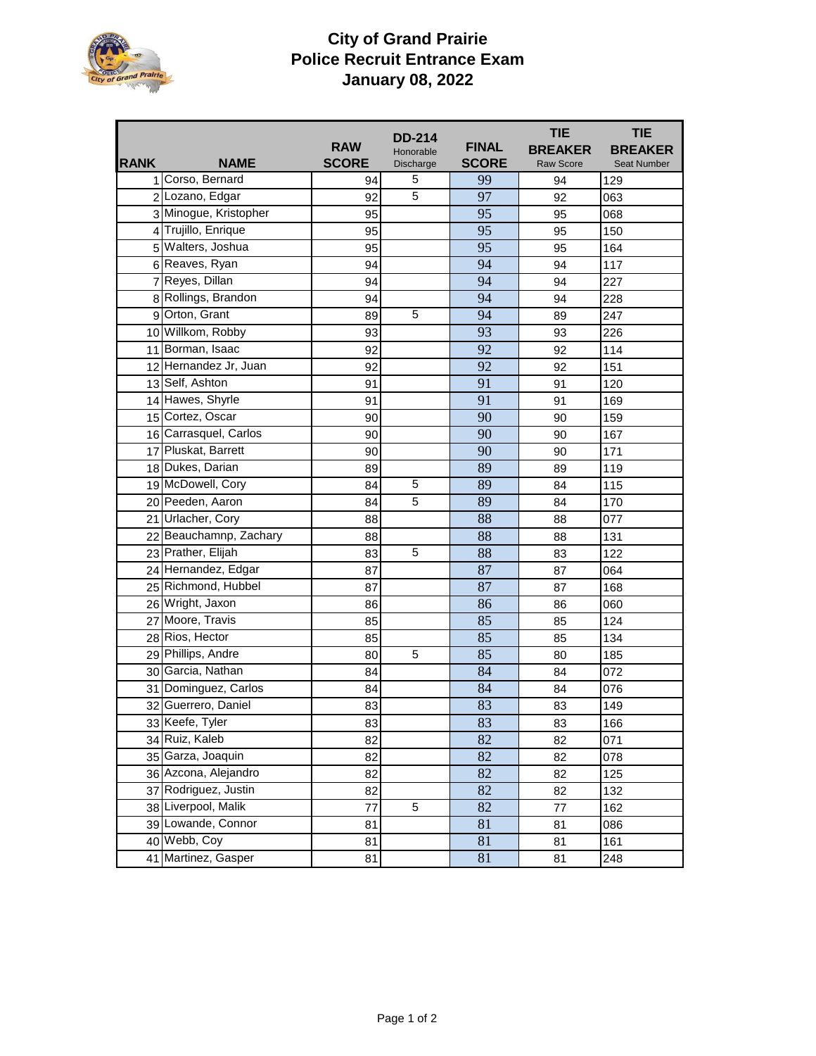# City of Grand Prairie
# Police Recruit Entrance Exam
# January 08, 2022

| RANK | NAME | RAW SCORE | DD-214 Honorable Discharge | FINAL SCORE | TIE BREAKER Raw Score | TIE BREAKER Seat Number |
|---|---|---|---|---|---|---|
| 1 | Corso, Bernard | 94 | 5 | 99 | 94 | 129 |
| 2 | Lozano, Edgar | 92 | 5 | 97 | 92 | 063 |
| 3 | Minogue, Kristopher | 95 | | 95 | 95 | 068 |
| 4 | Trujillo, Enrique | 95 | | 95 | 95 | 150 |
| 5 | Walters, Joshua | 95 | | 95 | 95 | 164 |
| 6 | Reaves, Ryan | 94 | | 94 | 94 | 117 |
| 7 | Reyes, Dillan | 94 | | 94 | 94 | 227 |
| 8 | Rollings, Brandon | 94 | | 94 | 94 | 228 |
| 9 | Orton, Grant | 89 | 5 | 94 | 89 | 247 |
| 10 | Willkom, Robby | 93 | | 93 | 93 | 226 |
| 11 | Borman, Isaac | 92 | | 92 | 92 | 114 |
| 12 | Hernandez Jr, Juan | 92 | | 92 | 92 | 151 |
| 13 | Self, Ashton | 91 | | 91 | 91 | 120 |
| 14 | Hawes, Shyrle | 91 | | 91 | 91 | 169 |
| 15 | Cortez, Oscar | 90 | | 90 | 90 | 159 |
| 16 | Carrasquel, Carlos | 90 | | 90 | 90 | 167 |
| 17 | Pluskat, Barrett | 90 | | 90 | 90 | 171 |
| 18 | Dukes, Darian | 89 | | 89 | 89 | 119 |
| 19 | McDowell, Cory | 84 | 5 | 89 | 84 | 115 |
| 20 | Peeden, Aaron | 84 | 5 | 89 | 84 | 170 |
| 21 | Urlacher, Cory | 88 | | 88 | 88 | 077 |
| 22 | Beauchamnp, Zachary | 88 | | 88 | 88 | 131 |
| 23 | Prather, Elijah | 83 | 5 | 88 | 83 | 122 |
| 24 | Hernandez, Edgar | 87 | | 87 | 87 | 064 |
| 25 | Richmond, Hubbel | 87 | | 87 | 87 | 168 |
| 26 | Wright, Jaxon | 86 | | 86 | 86 | 060 |
| 27 | Moore, Travis | 85 | | 85 | 85 | 124 |
| 28 | Rios, Hector | 85 | | 85 | 85 | 134 |
| 29 | Phillips, Andre | 80 | 5 | 85 | 80 | 185 |
| 30 | Garcia, Nathan | 84 | | 84 | 84 | 072 |
| 31 | Dominguez, Carlos | 84 | | 84 | 84 | 076 |
| 32 | Guerrero, Daniel | 83 | | 83 | 83 | 149 |
| 33 | Keefe, Tyler | 83 | | 83 | 83 | 166 |
| 34 | Ruiz, Kaleb | 82 | | 82 | 82 | 071 |
| 35 | Garza, Joaquin | 82 | | 82 | 82 | 078 |
| 36 | Azcona, Alejandro | 82 | | 82 | 82 | 125 |
| 37 | Rodriguez, Justin | 82 | | 82 | 82 | 132 |
| 38 | Liverpool, Malik | 77 | 5 | 82 | 77 | 162 |
| 39 | Lowande, Connor | 81 | | 81 | 81 | 086 |
| 40 | Webb, Coy | 81 | | 81 | 81 | 161 |
| 41 | Martinez, Gasper | 81 | | 81 | 81 | 248 |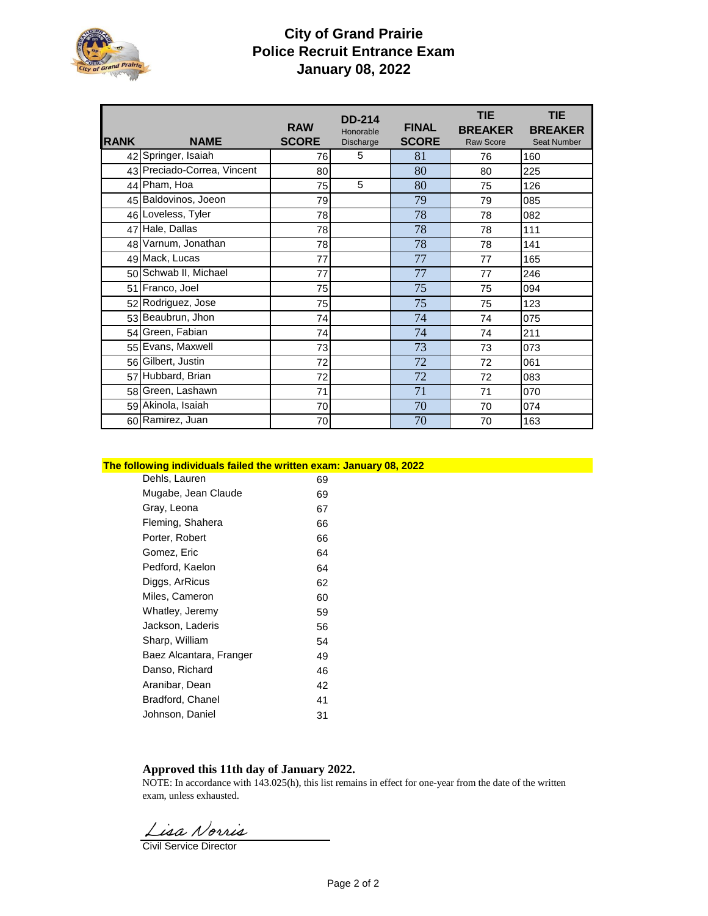# City of Grand Prairie
## Police Recruit Entrance Exam
## January 08, 2022

| RANK | NAME | RAW SCORE | DD-214 Honorable Discharge | FINAL SCORE | TIE BREAKER Raw Score | TIE BREAKER Seat Number |
|---|---|---|---|---|---|---|
| 42 | Springer, Isaiah | 76 | 5 | 81 | 76 | 160 |
| 43 | Preciado-Correa, Vincent | 80 | | 80 | 80 | 225 |
| 44 | Pham, Hoa | 75 | 5 | 80 | 75 | 126 |
| 45 | Baldovinos, Joeon | 79 | | 79 | 79 | 085 |
| 46 | Loveless, Tyler | 78 | | 78 | 78 | 082 |
| 47 | Hale, Dallas | 78 | | 78 | 78 | 111 |
| 48 | Varnum, Jonathan | 78 | | 78 | 78 | 141 |
| 49 | Mack, Lucas | 77 | | 77 | 77 | 165 |
| 50 | Schwab II, Michael | 77 | | 77 | 77 | 246 |
| 51 | Franco, Joel | 75 | | 75 | 75 | 094 |
| 52 | Rodriguez, Jose | 75 | | 75 | 75 | 123 |
| 53 | Beaubrun, Jhon | 74 | | 74 | 74 | 075 |
| 54 | Green, Fabian | 74 | | 74 | 74 | 211 |
| 55 | Evans, Maxwell | 73 | | 73 | 73 | 073 |
| 56 | Gilbert, Justin | 72 | | 72 | 72 | 061 |
| 57 | Hubbard, Brian | 72 | | 72 | 72 | 083 |
| 58 | Green, Lashawn | 71 | | 71 | 71 | 070 |
| 59 | Akinola, Isaiah | 70 | | 70 | 70 | 074 |
| 60 | Ramirez, Juan | 70 | | 70 | 70 | 163 |

**The following individuals failed the written exam: January 08, 2022**

| | |
|---|---|
| Dehls, Lauren | 69 |
| Mugabe, Jean Claude | 69 |
| Gray, Leona | 67 |
| Fleming, Shahera | 66 |
| Porter, Robert | 66 |
| Gomez, Eric | 64 |
| Pedford, Kaelon | 64 |
| Diggs, ArRicus | 62 |
| Miles, Cameron | 60 |
| Whatley, Jeremy | 59 |
| Jackson, Laderis | 56 |
| Sharp, William | 54 |
| Baez Alcantara, Franger | 49 |
| Danso, Richard | 46 |
| Aranibar, Dean | 42 |
| Bradford, Chanel | 41 |
| Johnson, Daniel | 31 |

**Approved this 11th day of January 2022.**

NOTE: In accordance with 143.025(h), this list remains in effect for one-year from the date of the written exam, unless exhausted.

Lisa Norris

Civil Service Director